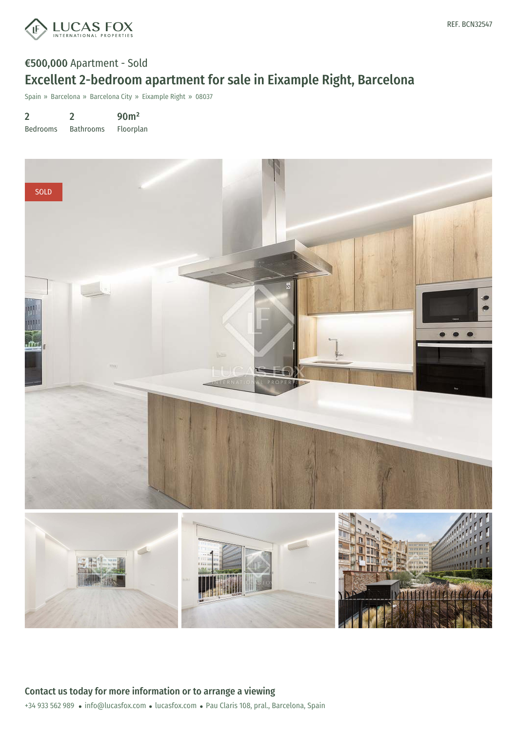REF. BCN32547

**€500,000** Apartment - Sold

# Excellent 2-bedroom apartment for sale in Eixample Right, Barcelona

Spain » Barcelona » Barcelona City » Eixample Right » 08037

| 2 | 2 | 90m² |
|---|---|---|
| Bedrooms | Bathrooms | Floorplan |

SOLD

## Contact us today for more information or to arrange a viewing

+34 933 562 989 • info@lucasfox.com • lucasfox.com • Pau Claris 108, pral., Barcelona, Spain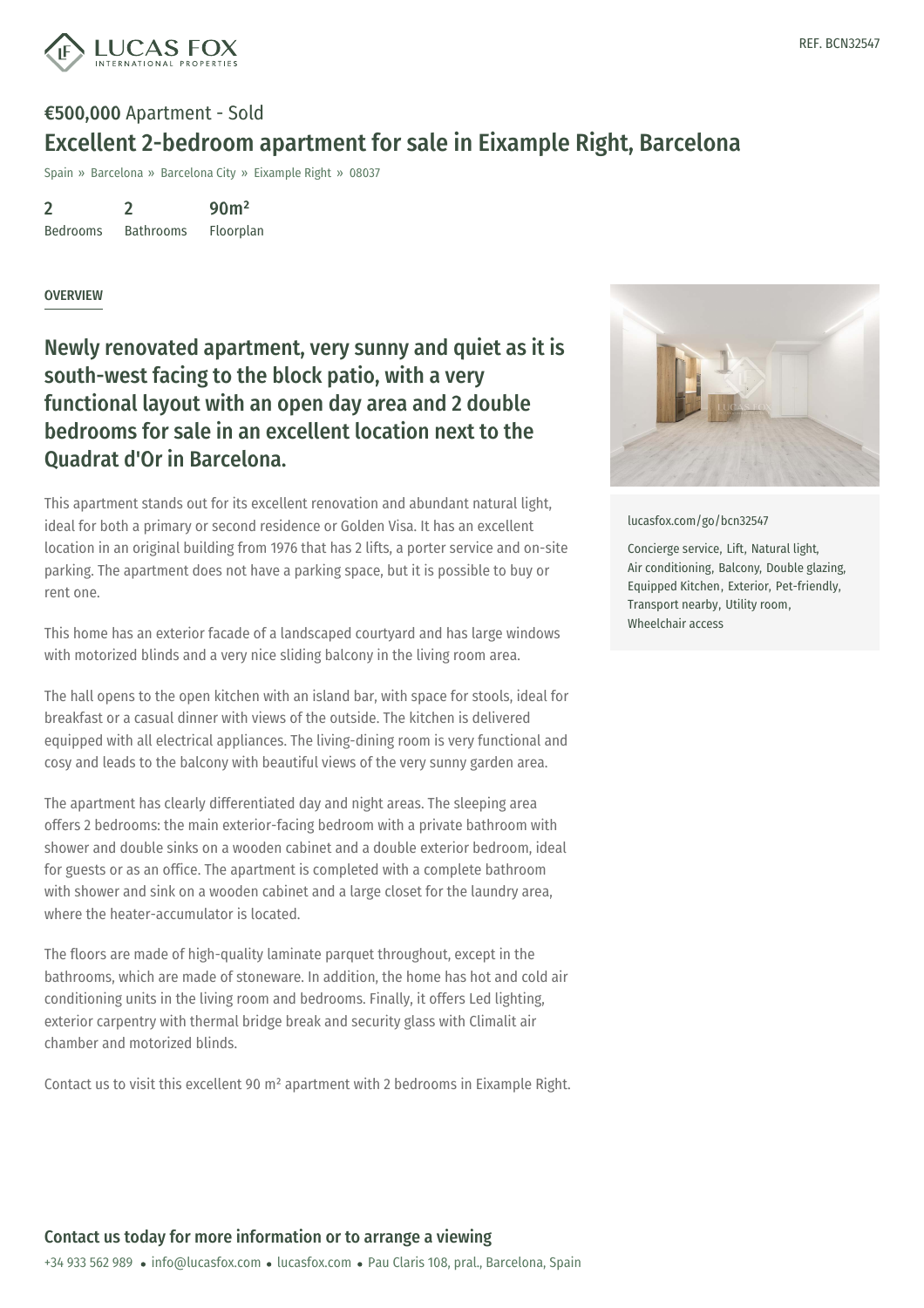REF. BCN32547

**€500,000** Apartment - Sold

# Excellent 2-bedroom apartment for sale in Eixample Right, Barcelona

Spain » Barcelona » Barcelona City » Eixample Right » 08037

| 2 | 2 | 90m² |
|---|---|---|
| Bedrooms | Bathrooms | Floorplan |

## OVERVIEW

## Newly renovated apartment, very sunny and quiet as it is south-west facing to the block patio, with a very functional layout with an open day area and 2 double bedrooms for sale in an excellent location next to the Quadrat d'Or in Barcelona.

This apartment stands out for its excellent renovation and abundant natural light, ideal for both a primary or second residence or Golden Visa. It has an excellent location in an original building from 1976 that has 2 lifts, a porter service and on-site parking. The apartment does not have a parking space, but it is possible to buy or rent one.

This home has an exterior facade of a landscaped courtyard and has large windows with motorized blinds and a very nice sliding balcony in the living room area.

The hall opens to the open kitchen with an island bar, with space for stools, ideal for breakfast or a casual dinner with views of the outside. The kitchen is delivered equipped with all electrical appliances. The living-dining room is very functional and cosy and leads to the balcony with beautiful views of the very sunny garden area.

The apartment has clearly differentiated day and night areas. The sleeping area offers 2 bedrooms: the main exterior-facing bedroom with a private bathroom with shower and double sinks on a wooden cabinet and a double exterior bedroom, ideal for guests or as an office. The apartment is completed with a complete bathroom with shower and sink on a wooden cabinet and a large closet for the laundry area, where the heater-accumulator is located.

The floors are made of high-quality laminate parquet throughout, except in the bathrooms, which are made of stoneware. In addition, the home has hot and cold air conditioning units in the living room and bedrooms. Finally, it offers Led lighting, exterior carpentry with thermal bridge break and security glass with Climalit air chamber and motorized blinds.

Contact us to visit this excellent 90 m² apartment with 2 bedrooms in Eixample Right.

lucasfox.com/go/bcn32547

Concierge service, Lift, Natural light, Air conditioning, Balcony, Double glazing, Equipped Kitchen, Exterior, Pet-friendly, Transport nearby, Utility room, Wheelchair access

**Contact us today for more information or to arrange a viewing**

+34 933 562 989 • info@lucasfox.com • lucasfox.com • Pau Claris 108, pral., Barcelona, Spain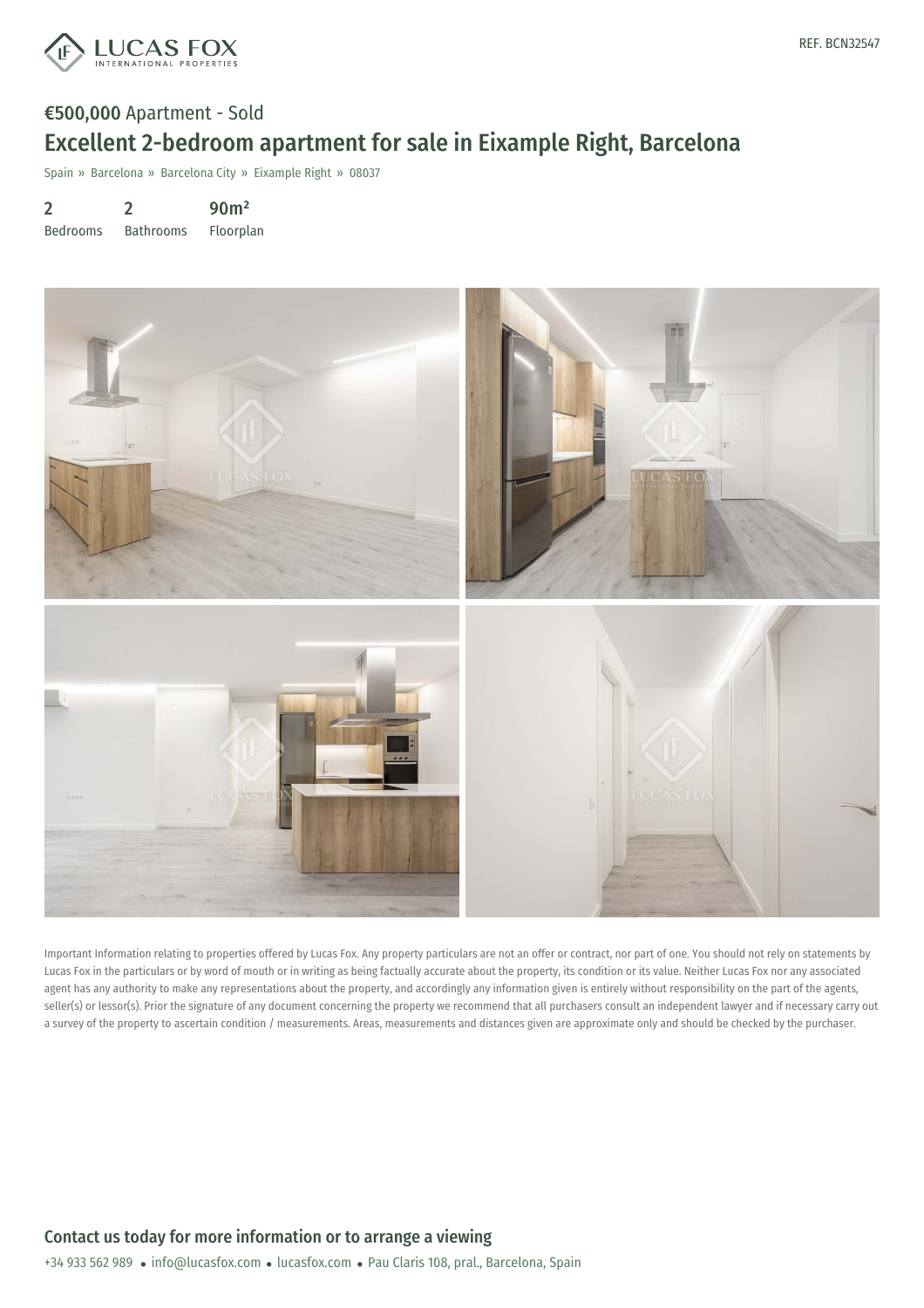REF. BCN32547

**€500,000** Apartment - Sold

# Excellent 2-bedroom apartment for sale in Eixample Right, Barcelona

Spain » Barcelona » Barcelona City » Eixample Right » 08037

| 2 | 2 | 90m² |
|---|---|---|
| Bedrooms | Bathrooms | Floorplan |

Important Information relating to properties offered by Lucas Fox. Any property particulars are not an offer or contract, nor part of one. You should not rely on statements by Lucas Fox in the particulars or by word of mouth or in writing as being factually accurate about the property, its condition or its value. Neither Lucas Fox nor any associated agent has any authority to make any representations about the property, and accordingly any information given is entirely without responsibility on the part of the agents, seller(s) or lessor(s). Prior the signature of any document concerning the property we recommend that all purchasers consult an independent lawyer and if necessary carry out a survey of the property to ascertain condition / measurements. Areas, measurements and distances given are approximate only and should be checked by the purchaser.

## Contact us today for more information or to arrange a viewing

+34 933 562 989 • info@lucasfox.com • lucasfox.com • Pau Claris 108, pral., Barcelona, Spain